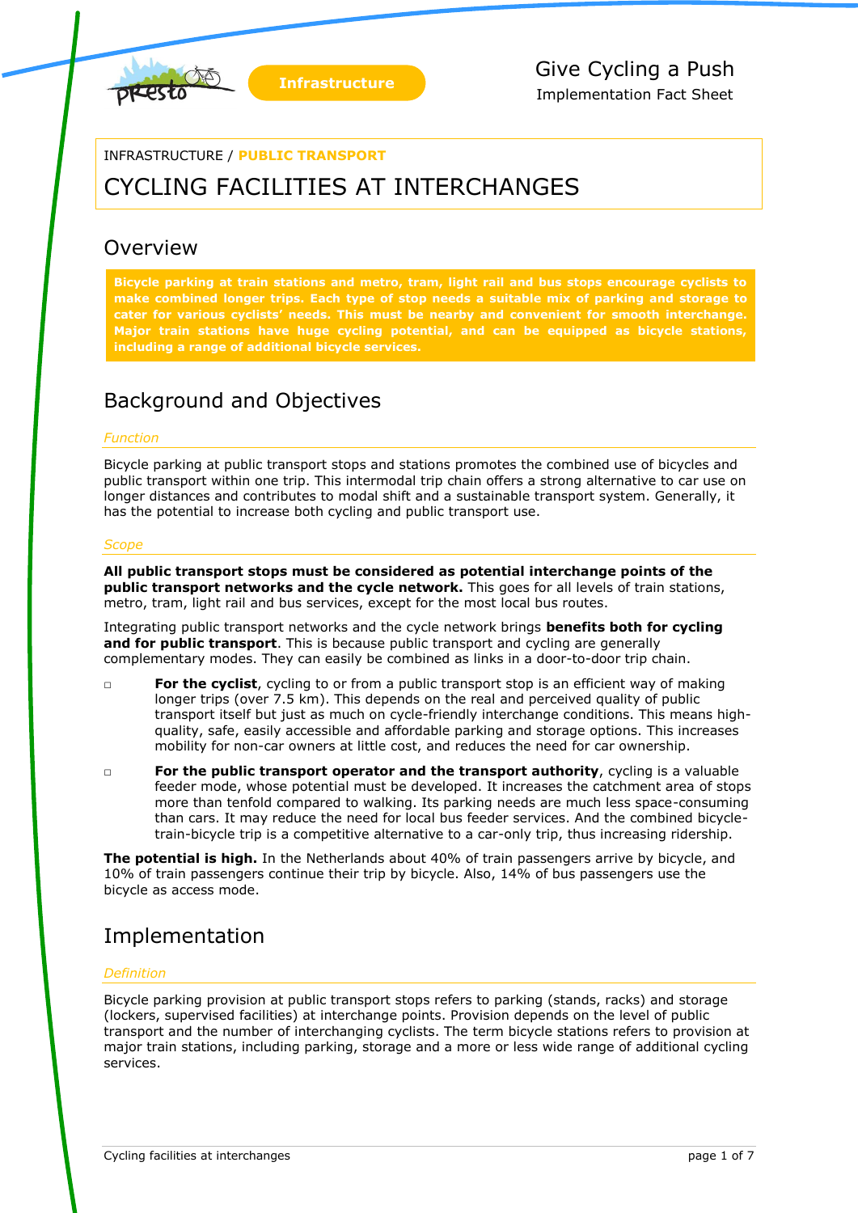Infrastructure

Give Cycling a Push
Implementation Fact Sheet

INFRASTRUCTURE / **PUBLIC TRANSPORT**

# CYCLING FACILITIES AT INTERCHANGES

## Overview

**Bicycle parking at train stations and metro, tram, light rail and bus stops encourage cyclists to make combined longer trips. Each type of stop needs a suitable mix of parking and storage to cater for various cyclists' needs. This must be nearby and convenient for smooth interchange. Major train stations have huge cycling potential, and can be equipped as bicycle stations, including a range of additional bicycle services.**

## Background and Objectives

### *Function*

Bicycle parking at public transport stops and stations promotes the combined use of bicycles and public transport within one trip. This intermodal trip chain offers a strong alternative to car use on longer distances and contributes to modal shift and a sustainable transport system. Generally, it has the potential to increase both cycling and public transport use.

### *Scope*

**All public transport stops must be considered as potential interchange points of the public transport networks and the cycle network.** This goes for all levels of train stations, metro, tram, light rail and bus services, except for the most local bus routes.

Integrating public transport networks and the cycle network brings **benefits both for cycling and for public transport**. This is because public transport and cycling are generally complementary modes. They can easily be combined as links in a door-to-door trip chain.

- **For the cyclist**, cycling to or from a public transport stop is an efficient way of making longer trips (over 7.5 km). This depends on the real and perceived quality of public transport itself but just as much on cycle-friendly interchange conditions. This means high-quality, safe, easily accessible and affordable parking and storage options. This increases mobility for non-car owners at little cost, and reduces the need for car ownership.
- **For the public transport operator and the transport authority**, cycling is a valuable feeder mode, whose potential must be developed. It increases the catchment area of stops more than tenfold compared to walking. Its parking needs are much less space-consuming than cars. It may reduce the need for local bus feeder services. And the combined bicycle-train-bicycle trip is a competitive alternative to a car-only trip, thus increasing ridership.

**The potential is high.** In the Netherlands about 40% of train passengers arrive by bicycle, and 10% of train passengers continue their trip by bicycle. Also, 14% of bus passengers use the bicycle as access mode.

## Implementation

### *Definition*

Bicycle parking provision at public transport stops refers to parking (stands, racks) and storage (lockers, supervised facilities) at interchange points. Provision depends on the level of public transport and the number of interchanging cyclists. The term bicycle stations refers to provision at major train stations, including parking, storage and a more or less wide range of additional cycling services.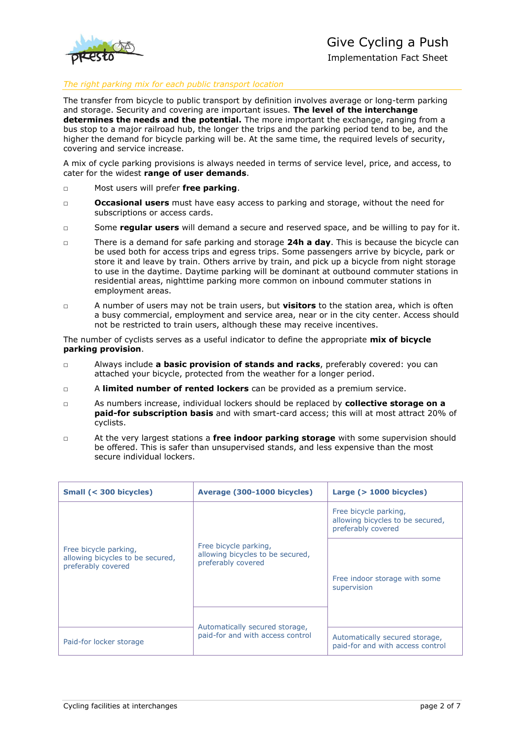*The right parking mix for each public transport location*

The transfer from bicycle to public transport by definition involves average or long-term parking and storage. Security and covering are important issues. **The level of the interchange determines the needs and the potential.** The more important the exchange, ranging from a bus stop to a major railroad hub, the longer the trips and the parking period tend to be, and the higher the demand for bicycle parking will be. At the same time, the required levels of security, covering and service increase.

A mix of cycle parking provisions is always needed in terms of service level, price, and access, to cater for the widest **range of user demands**.

- Most users will prefer **free parking**.
- **Occasional users** must have easy access to parking and storage, without the need for subscriptions or access cards.
- Some **regular users** will demand a secure and reserved space, and be willing to pay for it.
- There is a demand for safe parking and storage **24h a day**. This is because the bicycle can be used both for access trips and egress trips. Some passengers arrive by bicycle, park or store it and leave by train. Others arrive by train, and pick up a bicycle from night storage to use in the daytime. Daytime parking will be dominant at outbound commuter stations in residential areas, nighttime parking more common on inbound commuter stations in employment areas.
- A number of users may not be train users, but **visitors** to the station area, which is often a busy commercial, employment and service area, near or in the city center. Access should not be restricted to train users, although these may receive incentives.

The number of cyclists serves as a useful indicator to define the appropriate **mix of bicycle parking provision**.

- Always include **a basic provision of stands and racks**, preferably covered: you can attached your bicycle, protected from the weather for a longer period.
- A **limited number of rented lockers** can be provided as a premium service.
- As numbers increase, individual lockers should be replaced by **collective storage on a paid-for subscription basis** and with smart-card access; this will at most attract 20% of cyclists.
- At the very largest stations a **free indoor parking storage** with some supervision should be offered. This is safer than unsupervised stands, and less expensive than the most secure individual lockers.

| **Small (< 300 bicycles)** | **Average (300-1000 bicycles)** | **Large (> 1000 bicycles)** |
|---|---|---|
| Free bicycle parking, allowing bicycles to be secured, preferably covered | Free bicycle parking, allowing bicycles to be secured, preferably covered | Free bicycle parking, allowing bicycles to be secured, preferably covered |
| | | Free indoor storage with some supervision |
| Paid-for locker storage | Automatically secured storage, paid-for and with access control | Automatically secured storage, paid-for and with access control |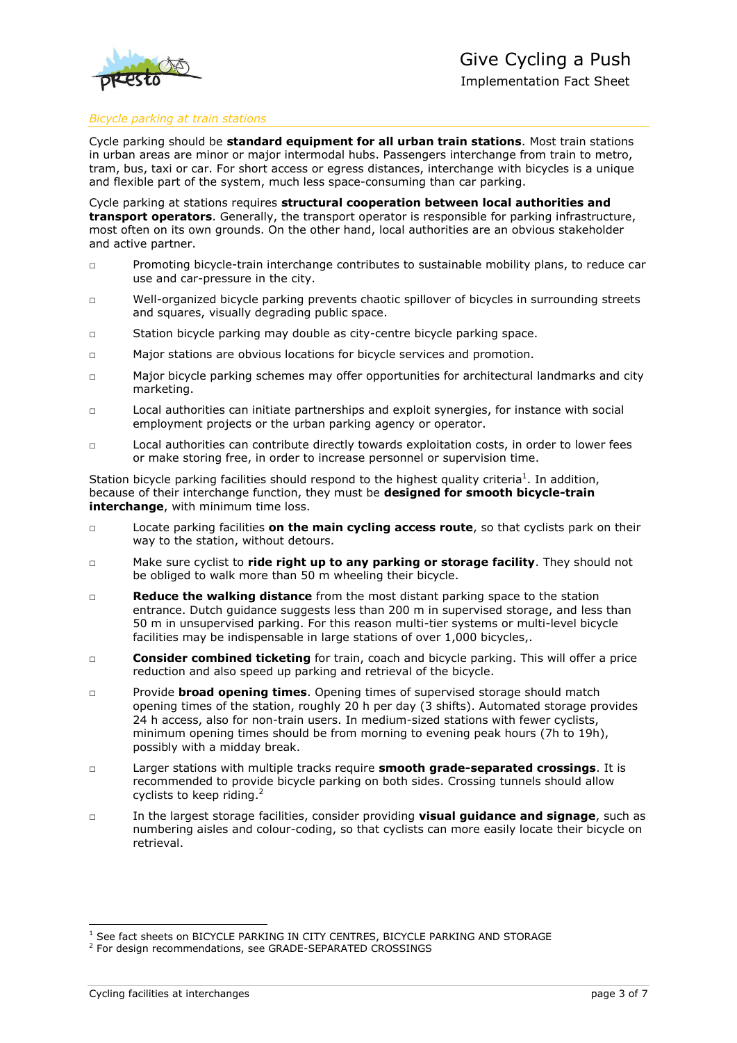*Bicycle parking at train stations*

Cycle parking should be **standard equipment for all urban train stations**. Most train stations in urban areas are minor or major intermodal hubs. Passengers interchange from train to metro, tram, bus, taxi or car. For short access or egress distances, interchange with bicycles is a unique and flexible part of the system, much less space-consuming than car parking.

Cycle parking at stations requires **structural cooperation between local authorities and transport operators**. Generally, the transport operator is responsible for parking infrastructure, most often on its own grounds. On the other hand, local authorities are an obvious stakeholder and active partner.

- Promoting bicycle-train interchange contributes to sustainable mobility plans, to reduce car use and car-pressure in the city.
- Well-organized bicycle parking prevents chaotic spillover of bicycles in surrounding streets and squares, visually degrading public space.
- Station bicycle parking may double as city-centre bicycle parking space.
- Major stations are obvious locations for bicycle services and promotion.
- Major bicycle parking schemes may offer opportunities for architectural landmarks and city marketing.
- Local authorities can initiate partnerships and exploit synergies, for instance with social employment projects or the urban parking agency or operator.
- Local authorities can contribute directly towards exploitation costs, in order to lower fees or make storing free, in order to increase personnel or supervision time.

Station bicycle parking facilities should respond to the highest quality criteria[1]. In addition, because of their interchange function, they must be **designed for smooth bicycle-train interchange**, with minimum time loss.

- Locate parking facilities **on the main cycling access route**, so that cyclists park on their way to the station, without detours.
- Make sure cyclist to **ride right up to any parking or storage facility**. They should not be obliged to walk more than 50 m wheeling their bicycle.
- **Reduce the walking distance** from the most distant parking space to the station entrance. Dutch guidance suggests less than 200 m in supervised storage, and less than 50 m in unsupervised parking. For this reason multi-tier systems or multi-level bicycle facilities may be indispensable in large stations of over 1,000 bicycles,.
- **Consider combined ticketing** for train, coach and bicycle parking. This will offer a price reduction and also speed up parking and retrieval of the bicycle.
- Provide **broad opening times**. Opening times of supervised storage should match opening times of the station, roughly 20 h per day (3 shifts). Automated storage provides 24 h access, also for non-train users. In medium-sized stations with fewer cyclists, minimum opening times should be from morning to evening peak hours (7h to 19h), possibly with a midday break.
- Larger stations with multiple tracks require **smooth grade-separated crossings**. It is recommended to provide bicycle parking on both sides. Crossing tunnels should allow cyclists to keep riding.[2]
- In the largest storage facilities, consider providing **visual guidance and signage**, such as numbering aisles and colour-coding, so that cyclists can more easily locate their bicycle on retrieval.

---

[1] See fact sheets on BICYCLE PARKING IN CITY CENTRES, BICYCLE PARKING AND STORAGE

[2] For design recommendations, see GRADE-SEPARATED CROSSINGS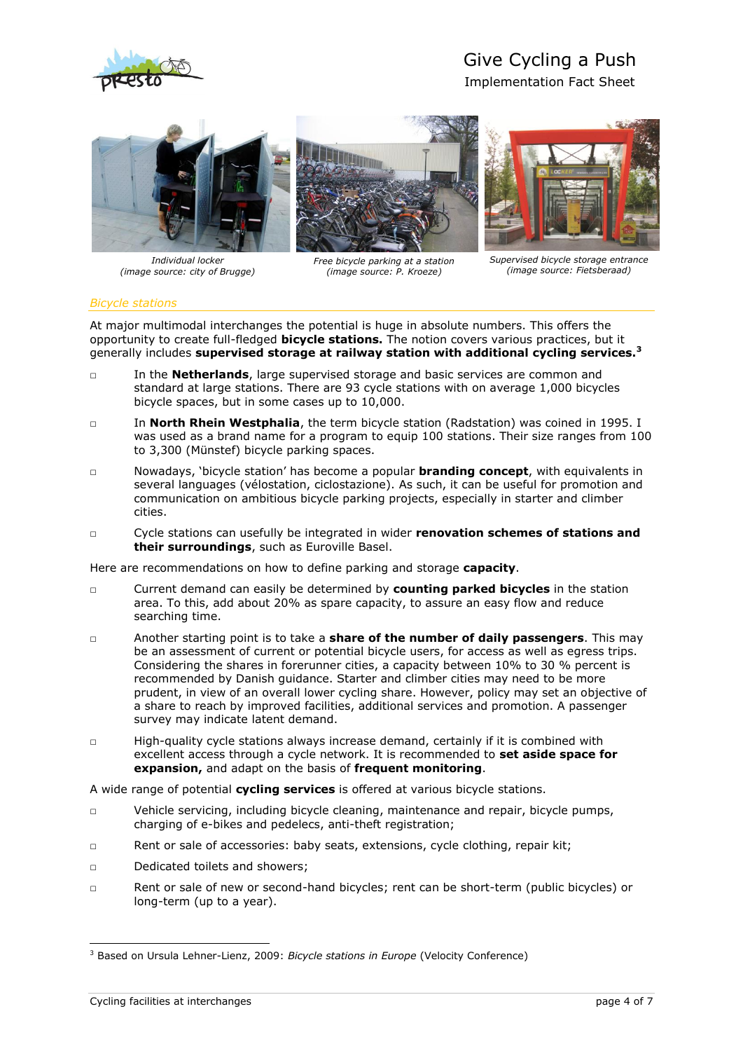Individual locker
(image source: city of Brugge)

Free bicycle parking at a station
(image source: P. Kroeze)

Supervised bicycle storage entrance
(image source: Fietsberaad)

### *Bicycle stations*

At major multimodal interchanges the potential is huge in absolute numbers. This offers the opportunity to create full-fledged **bicycle stations.** The notion covers various practices, but it generally includes **supervised storage at railway station with additional cycling services.**[3]

- In the **Netherlands**, large supervised storage and basic services are common and standard at large stations. There are 93 cycle stations with on average 1,000 bicycles bicycle spaces, but in some cases up to 10,000.
- In **North Rhein Westphalia**, the term bicycle station (Radstation) was coined in 1995. I was used as a brand name for a program to equip 100 stations. Their size ranges from 100 to 3,300 (Münstef) bicycle parking spaces.
- Nowadays, 'bicycle station' has become a popular **branding concept**, with equivalents in several languages (vélostation, ciclostazione). As such, it can be useful for promotion and communication on ambitious bicycle parking projects, especially in starter and climber cities.
- Cycle stations can usefully be integrated in wider **renovation schemes of stations and their surroundings**, such as Euroville Basel.

Here are recommendations on how to define parking and storage **capacity**.

- Current demand can easily be determined by **counting parked bicycles** in the station area. To this, add about 20% as spare capacity, to assure an easy flow and reduce searching time.
- Another starting point is to take a **share of the number of daily passengers**. This may be an assessment of current or potential bicycle users, for access as well as egress trips. Considering the shares in forerunner cities, a capacity between 10% to 30 % percent is recommended by Danish guidance. Starter and climber cities may need to be more prudent, in view of an overall lower cycling share. However, policy may set an objective of a share to reach by improved facilities, additional services and promotion. A passenger survey may indicate latent demand.
- High-quality cycle stations always increase demand, certainly if it is combined with excellent access through a cycle network. It is recommended to **set aside space for expansion,** and adapt on the basis of **frequent monitoring**.

A wide range of potential **cycling services** is offered at various bicycle stations.

- Vehicle servicing, including bicycle cleaning, maintenance and repair, bicycle pumps, charging of e-bikes and pedelecs, anti-theft registration;
- Rent or sale of accessories: baby seats, extensions, cycle clothing, repair kit;
- Dedicated toilets and showers;
- Rent or sale of new or second-hand bicycles; rent can be short-term (public bicycles) or long-term (up to a year).

---

[3] Based on Ursula Lehner-Lienz, 2009: *Bicycle stations in Europe* (Velocity Conference)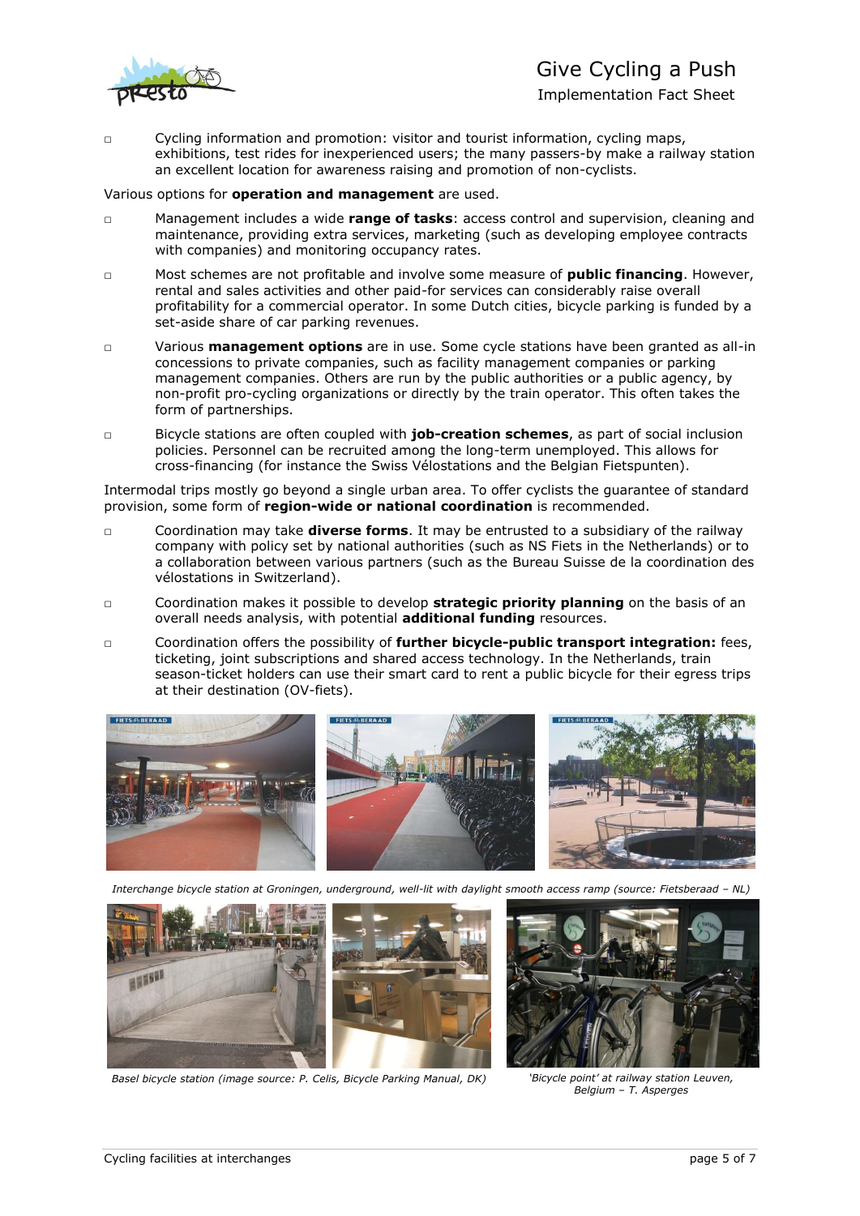- Cycling information and promotion: visitor and tourist information, cycling maps, exhibitions, test rides for inexperienced users; the many passers-by make a railway station an excellent location for awareness raising and promotion of non-cyclists.

Various options for **operation and management** are used.

- Management includes a wide **range of tasks**: access control and supervision, cleaning and maintenance, providing extra services, marketing (such as developing employee contracts with companies) and monitoring occupancy rates.
- Most schemes are not profitable and involve some measure of **public financing**. However, rental and sales activities and other paid-for services can considerably raise overall profitability for a commercial operator. In some Dutch cities, bicycle parking is funded by a set-aside share of car parking revenues.
- Various **management options** are in use. Some cycle stations have been granted as all-in concessions to private companies, such as facility management companies or parking management companies. Others are run by the public authorities or a public agency, by non-profit pro-cycling organizations or directly by the train operator. This often takes the form of partnerships.
- Bicycle stations are often coupled with **job-creation schemes**, as part of social inclusion policies. Personnel can be recruited among the long-term unemployed. This allows for cross-financing (for instance the Swiss Vélostations and the Belgian Fietspunten).

Intermodal trips mostly go beyond a single urban area. To offer cyclists the guarantee of standard provision, some form of **region-wide or national coordination** is recommended.

- Coordination may take **diverse forms**. It may be entrusted to a subsidiary of the railway company with policy set by national authorities (such as NS Fiets in the Netherlands) or to a collaboration between various partners (such as the Bureau Suisse de la coordination des vélostations in Switzerland).
- Coordination makes it possible to develop **strategic priority planning** on the basis of an overall needs analysis, with potential **additional funding** resources.
- Coordination offers the possibility of **further bicycle-public transport integration:** fees, ticketing, joint subscriptions and shared access technology. In the Netherlands, train season-ticket holders can use their smart card to rent a public bicycle for their egress trips at their destination (OV-fiets).

*Interchange bicycle station at Groningen, underground, well-lit with daylight smooth access ramp (source: Fietsberaad – NL)*

*Basel bicycle station (image source: P. Celis, Bicycle Parking Manual, DK)*

*'Bicycle point' at railway station Leuven, Belgium – T. Asperges*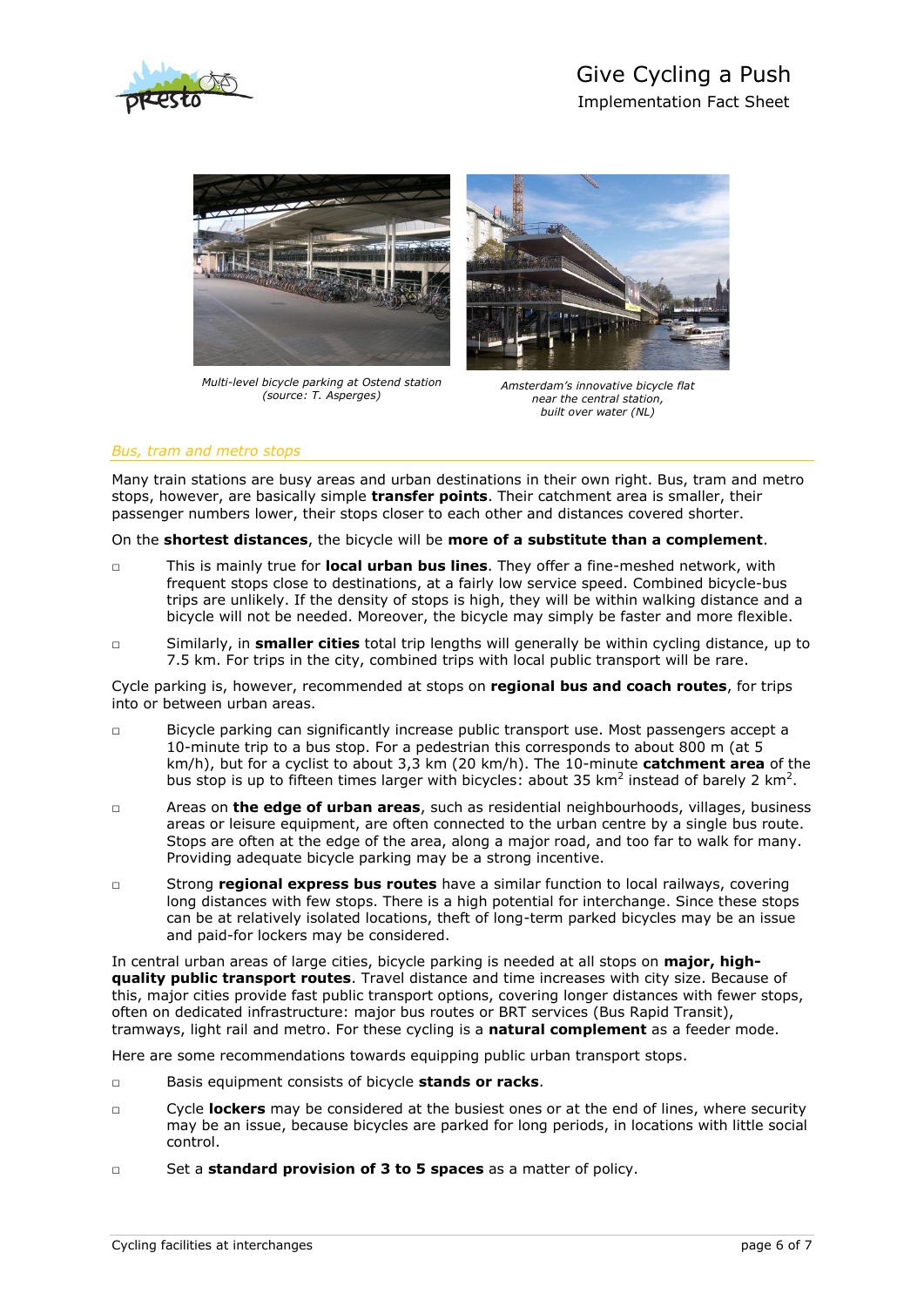*Multi-level bicycle parking at Ostend station (source: T. Asperges)*

*Amsterdam's innovative bicycle flat near the central station, built over water (NL)*

### *Bus, tram and metro stops*

Many train stations are busy areas and urban destinations in their own right. Bus, tram and metro stops, however, are basically simple **transfer points**. Their catchment area is smaller, their passenger numbers lower, their stops closer to each other and distances covered shorter.

On the **shortest distances**, the bicycle will be **more of a substitute than a complement**.

- This is mainly true for **local urban bus lines**. They offer a fine-meshed network, with frequent stops close to destinations, at a fairly low service speed. Combined bicycle-bus trips are unlikely. If the density of stops is high, they will be within walking distance and a bicycle will not be needed. Moreover, the bicycle may simply be faster and more flexible.
- Similarly, in **smaller cities** total trip lengths will generally be within cycling distance, up to 7.5 km. For trips in the city, combined trips with local public transport will be rare.

Cycle parking is, however, recommended at stops on **regional bus and coach routes**, for trips into or between urban areas.

- Bicycle parking can significantly increase public transport use. Most passengers accept a 10-minute trip to a bus stop. For a pedestrian this corresponds to about 800 m (at 5 km/h), but for a cyclist to about 3,3 km (20 km/h). The 10-minute **catchment area** of the bus stop is up to fifteen times larger with bicycles: about 35 km$^2$ instead of barely 2 km$^2$.
- Areas on **the edge of urban areas**, such as residential neighbourhoods, villages, business areas or leisure equipment, are often connected to the urban centre by a single bus route. Stops are often at the edge of the area, along a major road, and too far to walk for many. Providing adequate bicycle parking may be a strong incentive.
- Strong **regional express bus routes** have a similar function to local railways, covering long distances with few stops. There is a high potential for interchange. Since these stops can be at relatively isolated locations, theft of long-term parked bicycles may be an issue and paid-for lockers may be considered.

In central urban areas of large cities, bicycle parking is needed at all stops on **major, high-quality public transport routes**. Travel distance and time increases with city size. Because of this, major cities provide fast public transport options, covering longer distances with fewer stops, often on dedicated infrastructure: major bus routes or BRT services (Bus Rapid Transit), tramways, light rail and metro. For these cycling is a **natural complement** as a feeder mode.

Here are some recommendations towards equipping public urban transport stops.

- Basis equipment consists of bicycle **stands or racks**.
- Cycle **lockers** may be considered at the busiest ones or at the end of lines, where security may be an issue, because bicycles are parked for long periods, in locations with little social control.
- Set a **standard provision of 3 to 5 spaces** as a matter of policy.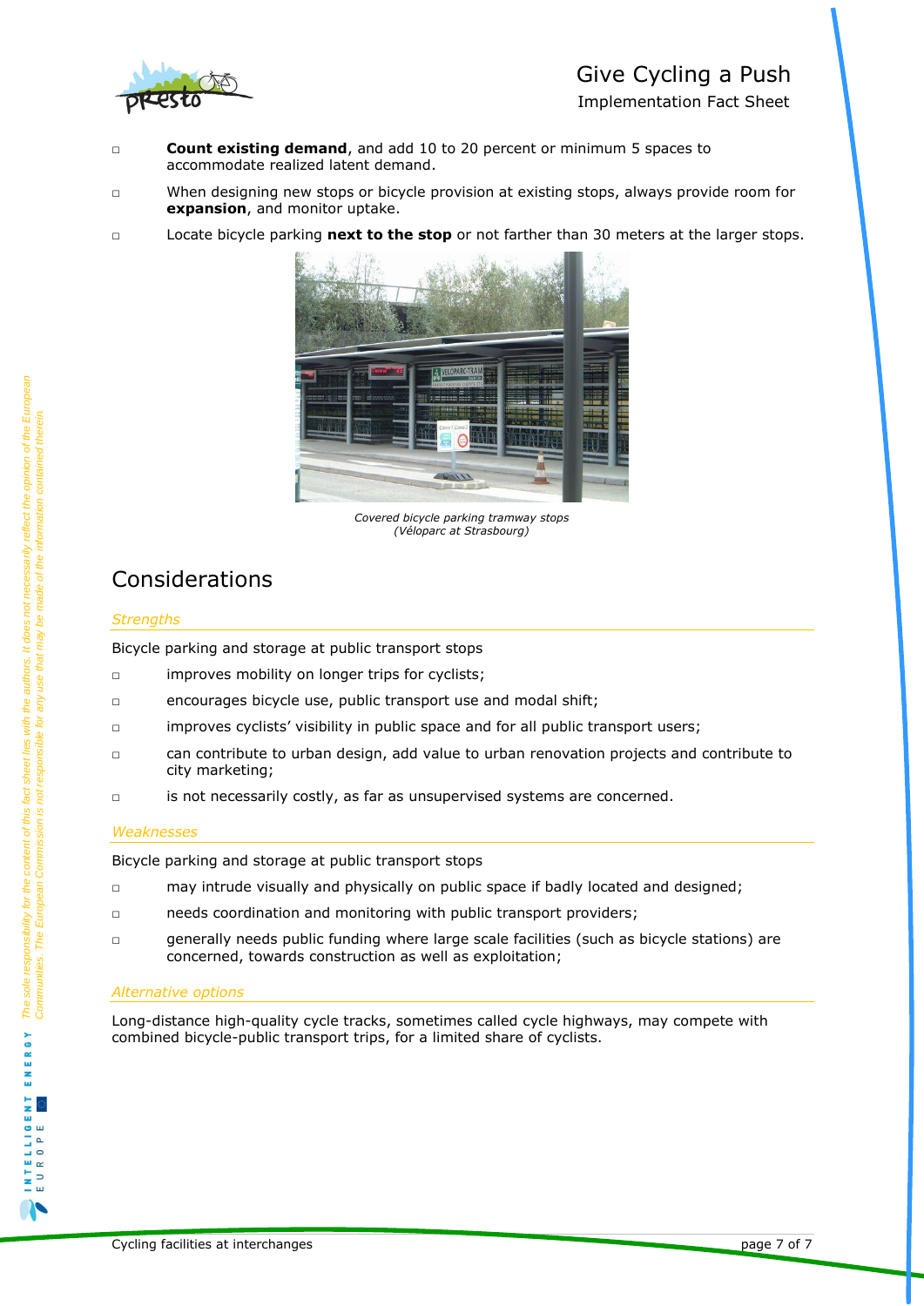- **Count existing demand**, and add 10 to 20 percent or minimum 5 spaces to accommodate realized latent demand.
- When designing new stops or bicycle provision at existing stops, always provide room for **expansion**, and monitor uptake.
- Locate bicycle parking **next to the stop** or not farther than 30 meters at the larger stops.

*Covered bicycle parking tramway stops*
*(Véloparc at Strasbourg)*

## Considerations

### *Strengths*

Bicycle parking and storage at public transport stops

- improves mobility on longer trips for cyclists;
- encourages bicycle use, public transport use and modal shift;
- improves cyclists' visibility in public space and for all public transport users;
- can contribute to urban design, add value to urban renovation projects and contribute to city marketing;
- is not necessarily costly, as far as unsupervised systems are concerned.

### *Weaknesses*

Bicycle parking and storage at public transport stops

- may intrude visually and physically on public space if badly located and designed;
- needs coordination and monitoring with public transport providers;
- generally needs public funding where large scale facilities (such as bicycle stations) are concerned, towards construction as well as exploitation;

### *Alternative options*

Long-distance high-quality cycle tracks, sometimes called cycle highways, may compete with combined bicycle-public transport trips, for a limited share of cyclists.